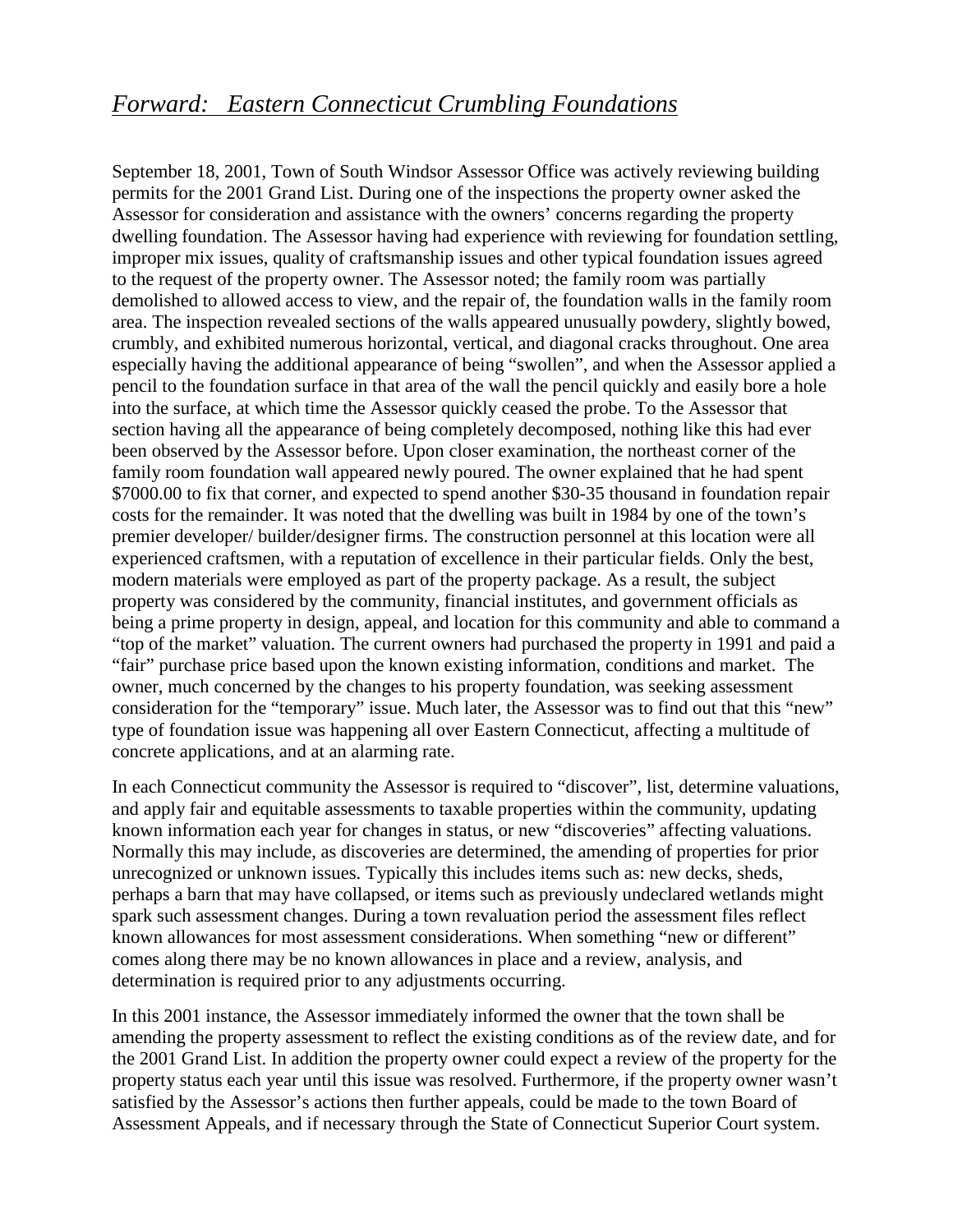# *Forward: Eastern Connecticut Crumbling Foundations*

September 18, 2001, Town of South Windsor Assessor Office was actively reviewing building permits for the 2001 Grand List. During one of the inspections the property owner asked the Assessor for consideration and assistance with the owners' concerns regarding the property dwelling foundation. The Assessor having had experience with reviewing for foundation settling, improper mix issues, quality of craftsmanship issues and other typical foundation issues agreed to the request of the property owner. The Assessor noted; the family room was partially demolished to allowed access to view, and the repair of, the foundation walls in the family room area. The inspection revealed sections of the walls appeared unusually powdery, slightly bowed, crumbly, and exhibited numerous horizontal, vertical, and diagonal cracks throughout. One area especially having the additional appearance of being "swollen", and when the Assessor applied a pencil to the foundation surface in that area of the wall the pencil quickly and easily bore a hole into the surface, at which time the Assessor quickly ceased the probe. To the Assessor that section having all the appearance of being completely decomposed, nothing like this had ever been observed by the Assessor before. Upon closer examination, the northeast corner of the family room foundation wall appeared newly poured. The owner explained that he had spent $7000.00 to fix that corner, and expected to spend another $30-35 thousand in foundation repair costs for the remainder. It was noted that the dwelling was built in 1984 by one of the town's premier developer/ builder/designer firms. The construction personnel at this location were all experienced craftsmen, with a reputation of excellence in their particular fields. Only the best, modern materials were employed as part of the property package. As a result, the subject property was considered by the community, financial institutes, and government officials as being a prime property in design, appeal, and location for this community and able to command a "top of the market" valuation. The current owners had purchased the property in 1991 and paid a "fair" purchase price based upon the known existing information, conditions and market. The owner, much concerned by the changes to his property foundation, was seeking assessment consideration for the "temporary" issue. Much later, the Assessor was to find out that this "new" type of foundation issue was happening all over Eastern Connecticut, affecting a multitude of concrete applications, and at an alarming rate.

In each Connecticut community the Assessor is required to "discover", list, determine valuations, and apply fair and equitable assessments to taxable properties within the community, updating known information each year for changes in status, or new "discoveries" affecting valuations. Normally this may include, as discoveries are determined, the amending of properties for prior unrecognized or unknown issues. Typically this includes items such as: new decks, sheds, perhaps a barn that may have collapsed, or items such as previously undeclared wetlands might spark such assessment changes. During a town revaluation period the assessment files reflect known allowances for most assessment considerations. When something "new or different" comes along there may be no known allowances in place and a review, analysis, and determination is required prior to any adjustments occurring.

In this 2001 instance, the Assessor immediately informed the owner that the town shall be amending the property assessment to reflect the existing conditions as of the review date, and for the 2001 Grand List. In addition the property owner could expect a review of the property for the property status each year until this issue was resolved. Furthermore, if the property owner wasn't satisfied by the Assessor's actions then further appeals, could be made to the town Board of Assessment Appeals, and if necessary through the State of Connecticut Superior Court system.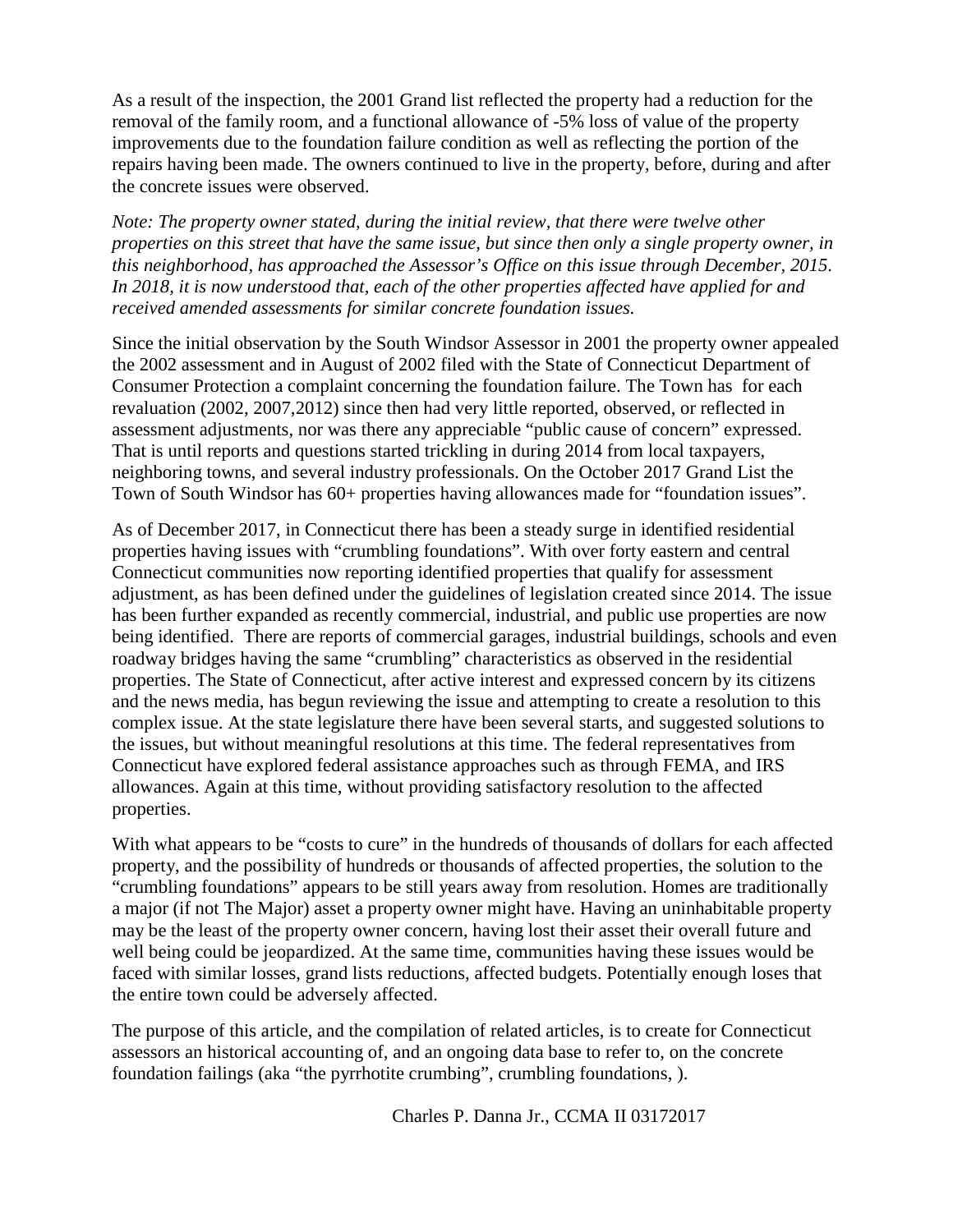As a result of the inspection, the 2001 Grand list reflected the property had a reduction for the removal of the family room, and a functional allowance of -5% loss of value of the property improvements due to the foundation failure condition as well as reflecting the portion of the repairs having been made. The owners continued to live in the property, before, during and after the concrete issues were observed.

*Note: The property owner stated, during the initial review, that there were twelve other properties on this street that have the same issue, but since then only a single property owner, in this neighborhood, has approached the Assessor's Office on this issue through December, 2015. In 2018, it is now understood that, each of the other properties affected have applied for and received amended assessments for similar concrete foundation issues.*

Since the initial observation by the South Windsor Assessor in 2001 the property owner appealed the 2002 assessment and in August of 2002 filed with the State of Connecticut Department of Consumer Protection a complaint concerning the foundation failure. The Town has for each revaluation (2002, 2007,2012) since then had very little reported, observed, or reflected in assessment adjustments, nor was there any appreciable "public cause of concern" expressed. That is until reports and questions started trickling in during 2014 from local taxpayers, neighboring towns, and several industry professionals. On the October 2017 Grand List the Town of South Windsor has 60+ properties having allowances made for "foundation issues".

As of December 2017, in Connecticut there has been a steady surge in identified residential properties having issues with "crumbling foundations". With over forty eastern and central Connecticut communities now reporting identified properties that qualify for assessment adjustment, as has been defined under the guidelines of legislation created since 2014. The issue has been further expanded as recently commercial, industrial, and public use properties are now being identified. There are reports of commercial garages, industrial buildings, schools and even roadway bridges having the same "crumbling" characteristics as observed in the residential properties. The State of Connecticut, after active interest and expressed concern by its citizens and the news media, has begun reviewing the issue and attempting to create a resolution to this complex issue. At the state legislature there have been several starts, and suggested solutions to the issues, but without meaningful resolutions at this time. The federal representatives from Connecticut have explored federal assistance approaches such as through FEMA, and IRS allowances. Again at this time, without providing satisfactory resolution to the affected properties.

With what appears to be "costs to cure" in the hundreds of thousands of dollars for each affected property, and the possibility of hundreds or thousands of affected properties, the solution to the "crumbling foundations" appears to be still years away from resolution. Homes are traditionally a major (if not The Major) asset a property owner might have. Having an uninhabitable property may be the least of the property owner concern, having lost their asset their overall future and well being could be jeopardized. At the same time, communities having these issues would be faced with similar losses, grand lists reductions, affected budgets. Potentially enough loses that the entire town could be adversely affected.

The purpose of this article, and the compilation of related articles, is to create for Connecticut assessors an historical accounting of, and an ongoing data base to refer to, on the concrete foundation failings (aka "the pyrrhotite crumbing", crumbling foundations, ).

Charles P. Danna Jr., CCMA II 03172017